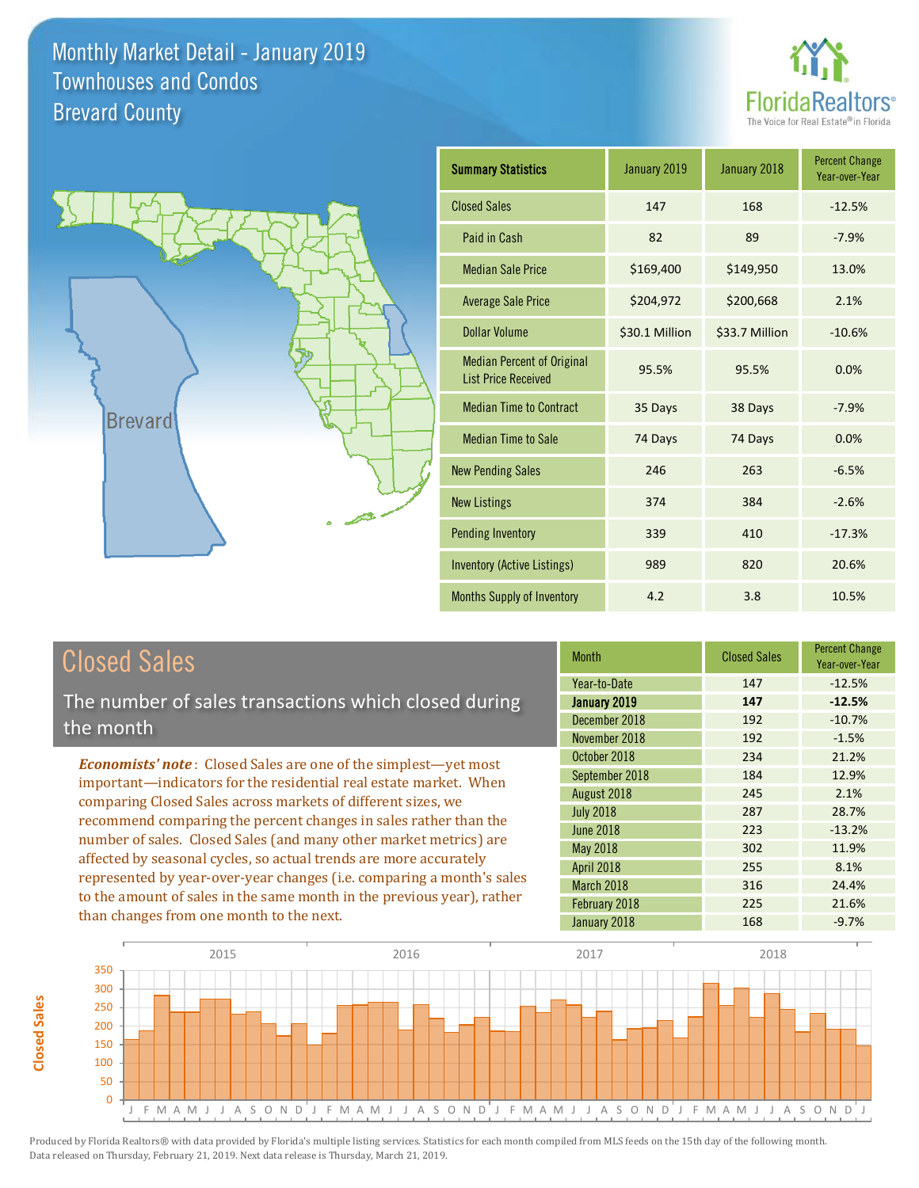# Monthly Market Detail - January 2019
## Townhouses and Condos
## Brevard County

FloridaRealtors® The Voice for Real Estate® in Florida

| Summary Statistics | January 2019 | January 2018 | Percent Change Year-over-Year |
|---|---|---|---|
| Closed Sales | 147 | 168 | -12.5% |
| Paid in Cash | 82 | 89 | -7.9% |
| Median Sale Price | $169,400 | $149,950 | 13.0% |
| Average Sale Price | $204,972 | $200,668 | 2.1% |
| Dollar Volume | $30.1 Million | $33.7 Million | -10.6% |
| Median Percent of Original List Price Received | 95.5% | 95.5% | 0.0% |
| Median Time to Contract | 35 Days | 38 Days | -7.9% |
| Median Time to Sale | 74 Days | 74 Days | 0.0% |
| New Pending Sales | 246 | 263 | -6.5% |
| New Listings | 374 | 384 | -2.6% |
| Pending Inventory | 339 | 410 | -17.3% |
| Inventory (Active Listings) | 989 | 820 | 20.6% |
| Months Supply of Inventory | 4.2 | 3.8 | 10.5% |

## Closed Sales

The number of sales transactions which closed during the month

*Economists' note*: Closed Sales are one of the simplest—yet most important—indicators for the residential real estate market. When comparing Closed Sales across markets of different sizes, we recommend comparing the percent changes in sales rather than the number of sales. Closed Sales (and many other market metrics) are affected by seasonal cycles, so actual trends are more accurately represented by year-over-year changes (i.e. comparing a month's sales to the amount of sales in the same month in the previous year), rather than changes from one month to the next.

| Month | Closed Sales | Percent Change Year-over-Year |
|---|---|---|
| Year-to-Date | 147 | -12.5% |
| **January 2019** | **147** | **-12.5%** |
| December 2018 | 192 | -10.7% |
| November 2018 | 192 | -1.5% |
| October 2018 | 234 | 21.2% |
| September 2018 | 184 | 12.9% |
| August 2018 | 245 | 2.1% |
| July 2018 | 287 | 28.7% |
| June 2018 | 223 | -13.2% |
| May 2018 | 302 | 11.9% |
| April 2018 | 255 | 8.1% |
| March 2018 | 316 | 24.4% |
| February 2018 | 225 | 21.6% |
| January 2018 | 168 | -9.7% |

Produced by Florida Realtors® with data provided by Florida's multiple listing services. Statistics for each month compiled from MLS feeds on the 15th day of the following month. Data released on Thursday, February 21, 2019. Next data release is Thursday, March 21, 2019.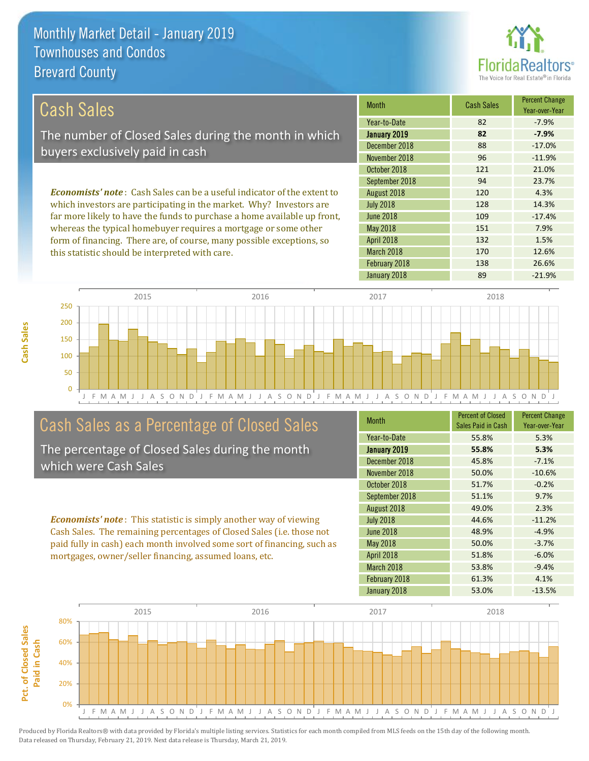# Monthly Market Detail - January 2019
## Townhouses and Condos
## Brevard County

## Cash Sales

The number of Closed Sales during the month in which buyers exclusively paid in cash

*Economists' note*: Cash Sales can be a useful indicator of the extent to which investors are participating in the market. Why? Investors are far more likely to have the funds to purchase a home available up front, whereas the typical homebuyer requires a mortgage or some other form of financing. There are, of course, many possible exceptions, so this statistic should be interpreted with care.

| Month | Cash Sales | Percent Change Year-over-Year |
|---|---|---|
| Year-to-Date | 82 | -7.9% |
| **January 2019** | **82** | **-7.9%** |
| December 2018 | 88 | -17.0% |
| November 2018 | 96 | -11.9% |
| October 2018 | 121 | 21.0% |
| September 2018 | 94 | 23.7% |
| August 2018 | 120 | 4.3% |
| July 2018 | 128 | 14.3% |
| June 2018 | 109 | -17.4% |
| May 2018 | 151 | 7.9% |
| April 2018 | 132 | 1.5% |
| March 2018 | 170 | 12.6% |
| February 2018 | 138 | 26.6% |
| January 2018 | 89 | -21.9% |

## Cash Sales as a Percentage of Closed Sales

The percentage of Closed Sales during the month which were Cash Sales

*Economists' note*: This statistic is simply another way of viewing Cash Sales. The remaining percentages of Closed Sales (i.e. those not paid fully in cash) each month involved some sort of financing, such as mortgages, owner/seller financing, assumed loans, etc.

| Month | Percent of Closed Sales Paid in Cash | Percent Change Year-over-Year |
|---|---|---|
| Year-to-Date | 55.8% | 5.3% |
| **January 2019** | **55.8%** | **5.3%** |
| December 2018 | 45.8% | -7.1% |
| November 2018 | 50.0% | -10.6% |
| October 2018 | 51.7% | -0.2% |
| September 2018 | 51.1% | 9.7% |
| August 2018 | 49.0% | 2.3% |
| July 2018 | 44.6% | -11.2% |
| June 2018 | 48.9% | -4.9% |
| May 2018 | 50.0% | -3.7% |
| April 2018 | 51.8% | -6.0% |
| March 2018 | 53.8% | -9.4% |
| February 2018 | 61.3% | 4.1% |
| January 2018 | 53.0% | -13.5% |

Produced by Florida Realtors® with data provided by Florida's multiple listing services. Statistics for each month compiled from MLS feeds on the 15th day of the following month. Data released on Thursday, February 21, 2019. Next data release is Thursday, March 21, 2019.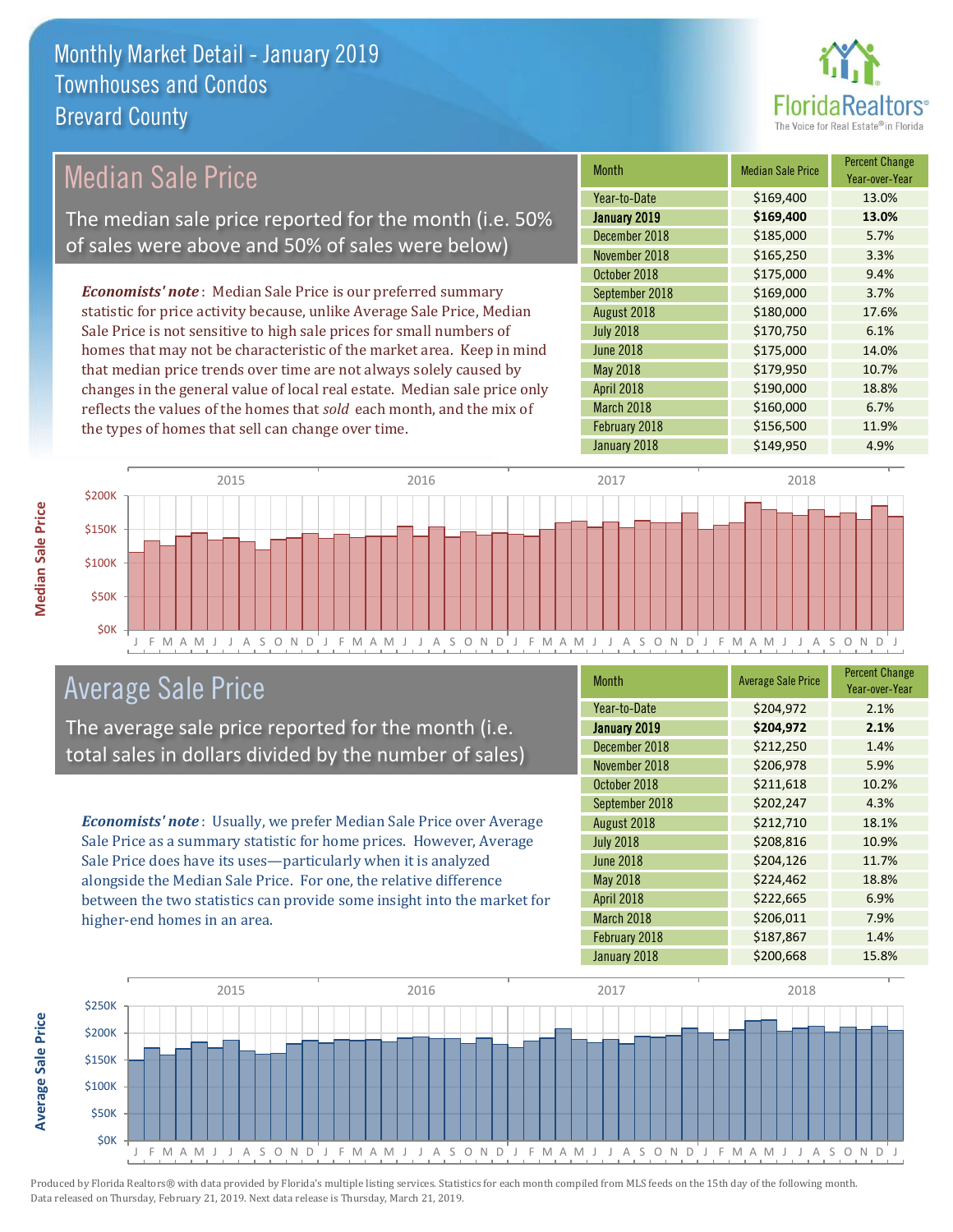# Monthly Market Detail - January 2019
## Townhouses and Condos
## Brevard County

## Median Sale Price

The median sale price reported for the month (i.e. 50% of sales were above and 50% of sales were below)

*Economists' note*: Median Sale Price is our preferred summary statistic for price activity because, unlike Average Sale Price, Median Sale Price is not sensitive to high sale prices for small numbers of homes that may not be characteristic of the market area. Keep in mind that median price trends over time are not always solely caused by changes in the general value of local real estate. Median sale price only reflects the values of the homes that *sold* each month, and the mix of the types of homes that sell can change over time.

| Month | Median Sale Price | Percent Change Year-over-Year |
|---|---|---|
| Year-to-Date | $169,400 | 13.0% |
| **January 2019** | **$169,400** | **13.0%** |
| December 2018 | $185,000 | 5.7% |
| November 2018 | $165,250 | 3.3% |
| October 2018 | $175,000 | 9.4% |
| September 2018 | $169,000 | 3.7% |
| August 2018 | $180,000 | 17.6% |
| July 2018 | $170,750 | 6.1% |
| June 2018 | $175,000 | 14.0% |
| May 2018 | $179,950 | 10.7% |
| April 2018 | $190,000 | 18.8% |
| March 2018 | $160,000 | 6.7% |
| February 2018 | $156,500 | 11.9% |
| January 2018 | $149,950 | 4.9% |

## Average Sale Price

The average sale price reported for the month (i.e. total sales in dollars divided by the number of sales)

*Economists' note*: Usually, we prefer Median Sale Price over Average Sale Price as a summary statistic for home prices. However, Average Sale Price does have its uses—particularly when it is analyzed alongside the Median Sale Price. For one, the relative difference between the two statistics can provide some insight into the market for higher-end homes in an area.

| Month | Average Sale Price | Percent Change Year-over-Year |
|---|---|---|
| Year-to-Date | $204,972 | 2.1% |
| **January 2019** | **$204,972** | **2.1%** |
| December 2018 | $212,250 | 1.4% |
| November 2018 | $206,978 | 5.9% |
| October 2018 | $211,618 | 10.2% |
| September 2018 | $202,247 | 4.3% |
| August 2018 | $212,710 | 18.1% |
| July 2018 | $208,816 | 10.9% |
| June 2018 | $204,126 | 11.7% |
| May 2018 | $224,462 | 18.8% |
| April 2018 | $222,665 | 6.9% |
| March 2018 | $206,011 | 7.9% |
| February 2018 | $187,867 | 1.4% |
| January 2018 | $200,668 | 15.8% |

Produced by Florida Realtors® with data provided by Florida's multiple listing services. Statistics for each month compiled from MLS feeds on the 15th day of the following month. Data released on Thursday, February 21, 2019. Next data release is Thursday, March 21, 2019.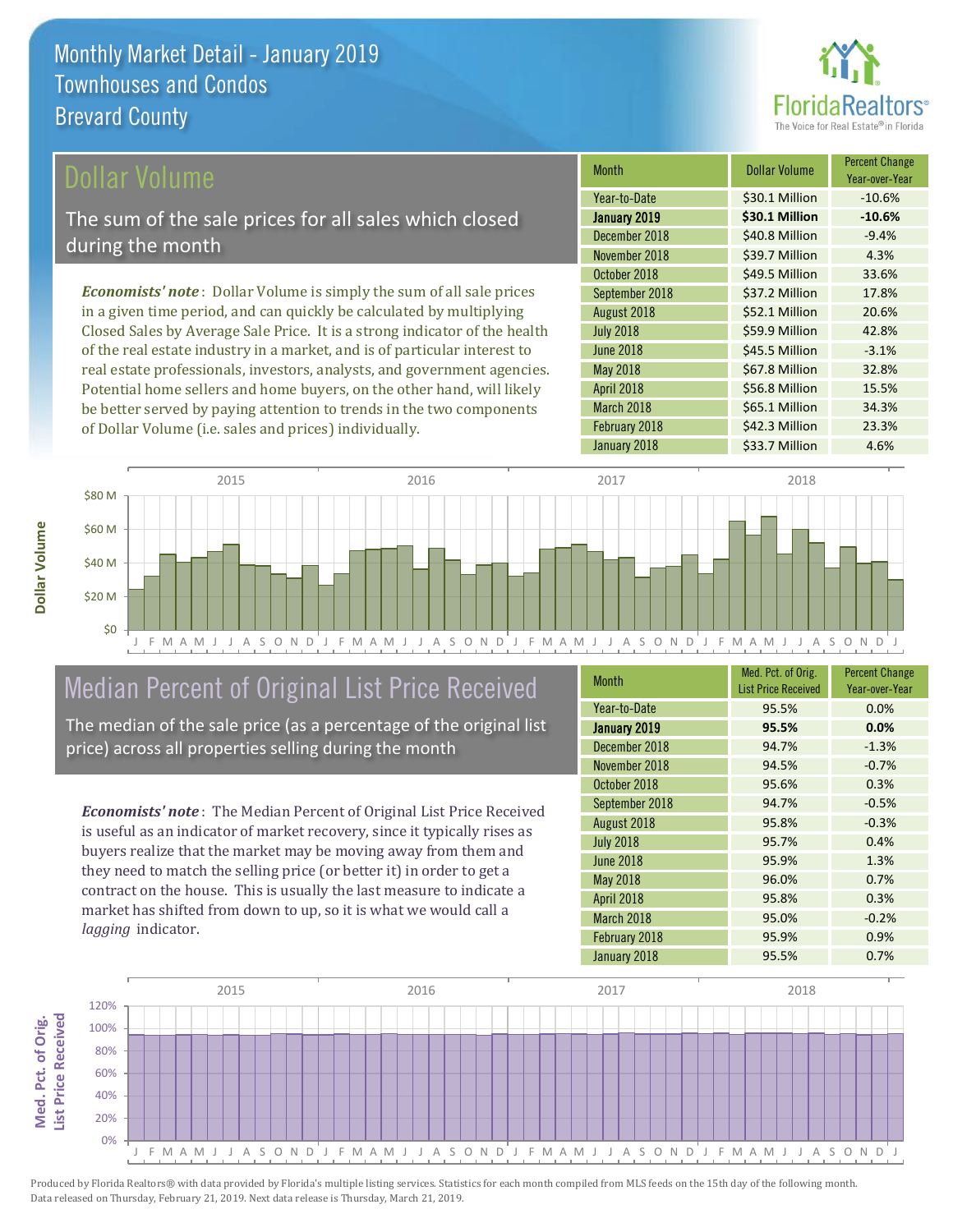# Monthly Market Detail - January 2019
## Townhouses and Condos
## Brevard County

## Dollar Volume

The sum of the sale prices for all sales which closed during the month

*Economists' note*: Dollar Volume is simply the sum of all sale prices in a given time period, and can quickly be calculated by multiplying Closed Sales by Average Sale Price. It is a strong indicator of the health of the real estate industry in a market, and is of particular interest to real estate professionals, investors, analysts, and government agencies. Potential home sellers and home buyers, on the other hand, will likely be better served by paying attention to trends in the two components of Dollar Volume (i.e. sales and prices) individually.

| Month | Dollar Volume | Percent Change Year-over-Year |
|---|---|---|
| Year-to-Date | $30.1 Million | -10.6% |
| **January 2019** | **$30.1 Million** | **-10.6%** |
| December 2018 | $40.8 Million | -9.4% |
| November 2018 | $39.7 Million | 4.3% |
| October 2018 | $49.5 Million | 33.6% |
| September 2018 | $37.2 Million | 17.8% |
| August 2018 | $52.1 Million | 20.6% |
| July 2018 | $59.9 Million | 42.8% |
| June 2018 | $45.5 Million | -3.1% |
| May 2018 | $67.8 Million | 32.8% |
| April 2018 | $56.8 Million | 15.5% |
| March 2018 | $65.1 Million | 34.3% |
| February 2018 | $42.3 Million | 23.3% |
| January 2018 | $33.7 Million | 4.6% |

## Median Percent of Original List Price Received

The median of the sale price (as a percentage of the original list price) across all properties selling during the month

*Economists' note*: The Median Percent of Original List Price Received is useful as an indicator of market recovery, since it typically rises as buyers realize that the market may be moving away from them and they need to match the selling price (or better it) in order to get a contract on the house. This is usually the last measure to indicate a market has shifted from down to up, so it is what we would call a *lagging* indicator.

| Month | Med. Pct. of Orig. List Price Received | Percent Change Year-over-Year |
|---|---|---|
| Year-to-Date | 95.5% | 0.0% |
| **January 2019** | **95.5%** | **0.0%** |
| December 2018 | 94.7% | -1.3% |
| November 2018 | 94.5% | -0.7% |
| October 2018 | 95.6% | 0.3% |
| September 2018 | 94.7% | -0.5% |
| August 2018 | 95.8% | -0.3% |
| July 2018 | 95.7% | 0.4% |
| June 2018 | 95.9% | 1.3% |
| May 2018 | 96.0% | 0.7% |
| April 2018 | 95.8% | 0.3% |
| March 2018 | 95.0% | -0.2% |
| February 2018 | 95.9% | 0.9% |
| January 2018 | 95.5% | 0.7% |

Produced by Florida Realtors® with data provided by Florida's multiple listing services. Statistics for each month compiled from MLS feeds on the 15th day of the following month. Data released on Thursday, February 21, 2019. Next data release is Thursday, March 21, 2019.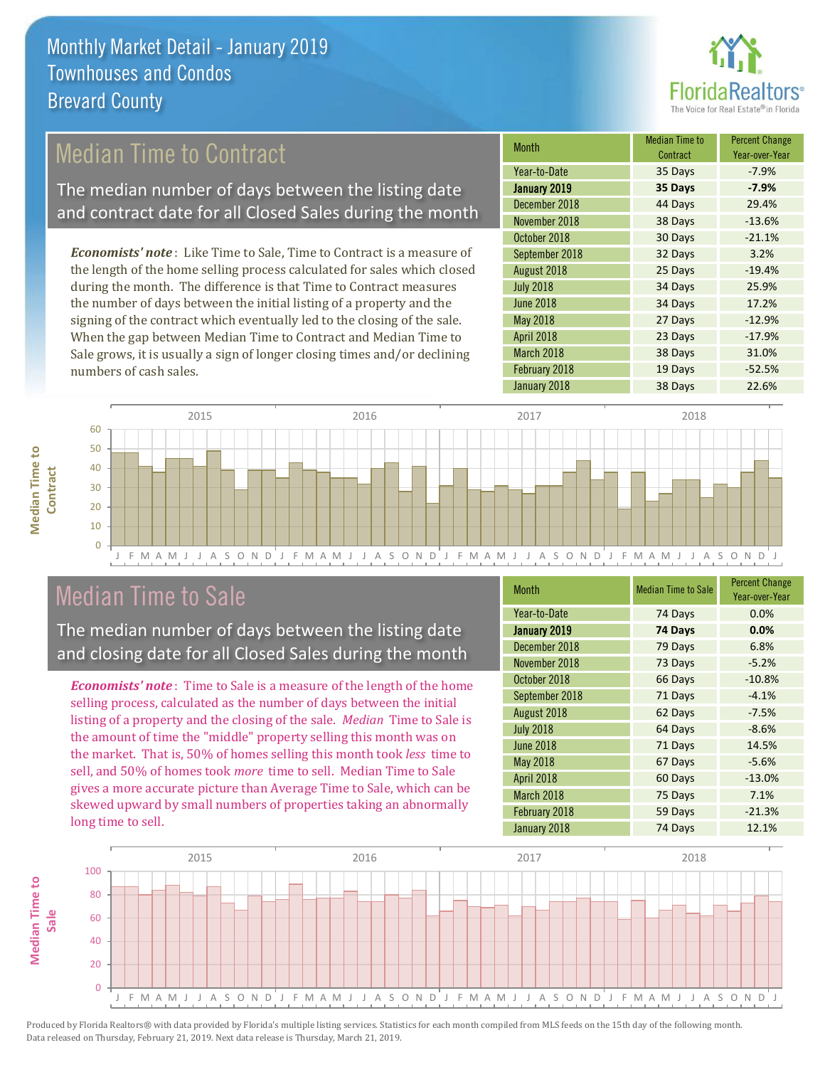# Monthly Market Detail - January 2019
## Townhouses and Condos
## Brevard County

## Median Time to Contract

The median number of days between the listing date and contract date for all Closed Sales during the month

*Economists' note*: Like Time to Sale, Time to Contract is a measure of the length of the home selling process calculated for sales which closed during the month. The difference is that Time to Contract measures the number of days between the initial listing of a property and the signing of the contract which eventually led to the closing of the sale. When the gap between Median Time to Contract and Median Time to Sale grows, it is usually a sign of longer closing times and/or declining numbers of cash sales.

| Month | Median Time to Contract | Percent Change Year-over-Year |
|---|---|---|
| Year-to-Date | 35 Days | -7.9% |
| **January 2019** | **35 Days** | **-7.9%** |
| December 2018 | 44 Days | 29.4% |
| November 2018 | 38 Days | -13.6% |
| October 2018 | 30 Days | -21.1% |
| September 2018 | 32 Days | 3.2% |
| August 2018 | 25 Days | -19.4% |
| July 2018 | 34 Days | 25.9% |
| June 2018 | 34 Days | 17.2% |
| May 2018 | 27 Days | -12.9% |
| April 2018 | 23 Days | -17.9% |
| March 2018 | 38 Days | 31.0% |
| February 2018 | 19 Days | -52.5% |
| January 2018 | 38 Days | 22.6% |

## Median Time to Sale

The median number of days between the listing date and closing date for all Closed Sales during the month

*Economists' note*: Time to Sale is a measure of the length of the home selling process, calculated as the number of days between the initial listing of a property and the closing of the sale. *Median* Time to Sale is the amount of time the "middle" property selling this month was on the market. That is, 50% of homes selling this month took *less* time to sell, and 50% of homes took *more* time to sell. Median Time to Sale gives a more accurate picture than Average Time to Sale, which can be skewed upward by small numbers of properties taking an abnormally long time to sell.

| Month | Median Time to Sale | Percent Change Year-over-Year |
|---|---|---|
| Year-to-Date | 74 Days | 0.0% |
| **January 2019** | **74 Days** | **0.0%** |
| December 2018 | 79 Days | 6.8% |
| November 2018 | 73 Days | -5.2% |
| October 2018 | 66 Days | -10.8% |
| September 2018 | 71 Days | -4.1% |
| August 2018 | 62 Days | -7.5% |
| July 2018 | 64 Days | -8.6% |
| June 2018 | 71 Days | 14.5% |
| May 2018 | 67 Days | -5.6% |
| April 2018 | 60 Days | -13.0% |
| March 2018 | 75 Days | 7.1% |
| February 2018 | 59 Days | -21.3% |
| January 2018 | 74 Days | 12.1% |

Produced by Florida Realtors® with data provided by Florida's multiple listing services. Statistics for each month compiled from MLS feeds on the 15th day of the following month. Data released on Thursday, February 21, 2019. Next data release is Thursday, March 21, 2019.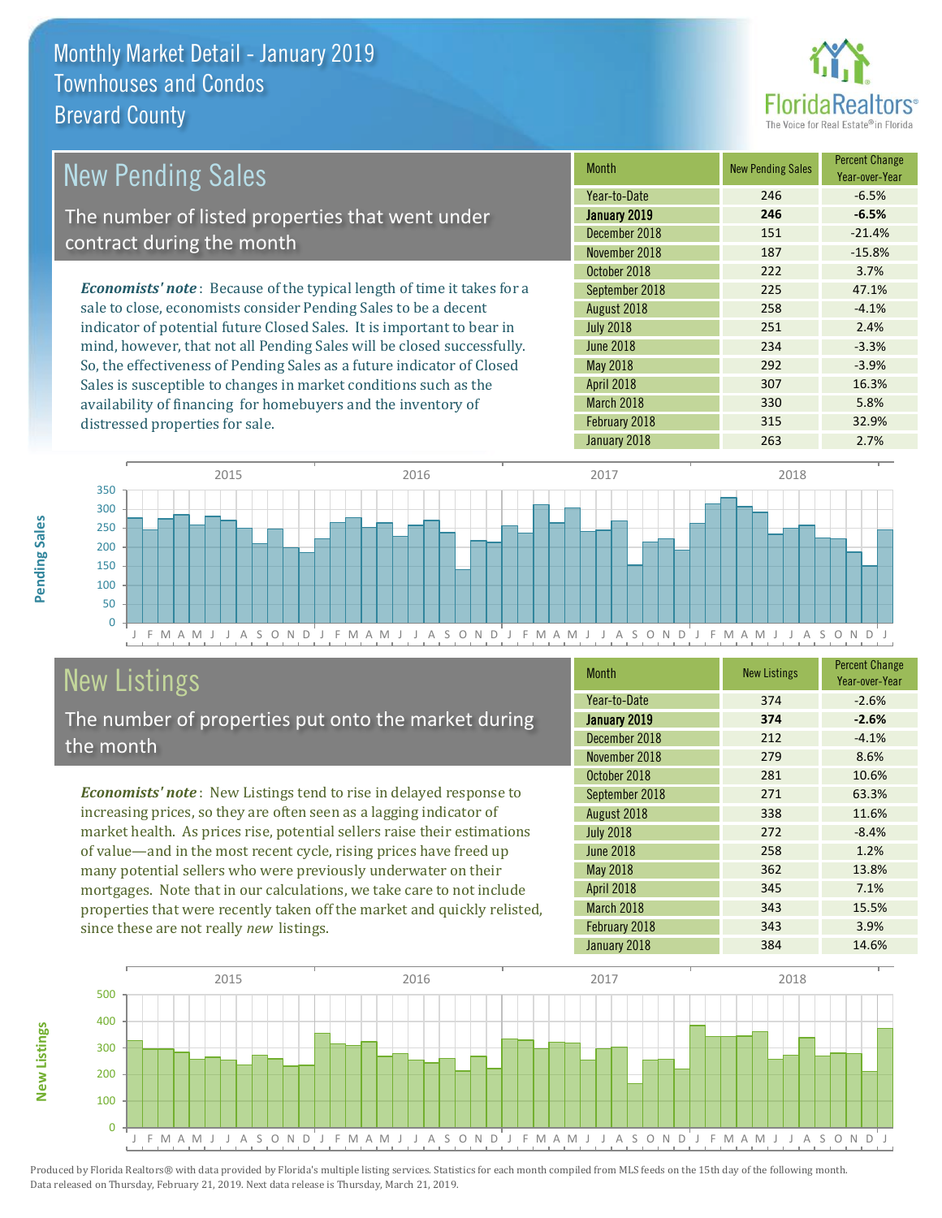# Monthly Market Detail - January 2019
## Townhouses and Condos
## Brevard County

## New Pending Sales

The number of listed properties that went under contract during the month

*Economists' note*: Because of the typical length of time it takes for a sale to close, economists consider Pending Sales to be a decent indicator of potential future Closed Sales. It is important to bear in mind, however, that not all Pending Sales will be closed successfully. So, the effectiveness of Pending Sales as a future indicator of Closed Sales is susceptible to changes in market conditions such as the availability of financing for homebuyers and the inventory of distressed properties for sale.

| Month | New Pending Sales | Percent Change Year-over-Year |
|---|---|---|
| Year-to-Date | 246 | -6.5% |
| **January 2019** | **246** | **-6.5%** |
| December 2018 | 151 | -21.4% |
| November 2018 | 187 | -15.8% |
| October 2018 | 222 | 3.7% |
| September 2018 | 225 | 47.1% |
| August 2018 | 258 | -4.1% |
| July 2018 | 251 | 2.4% |
| June 2018 | 234 | -3.3% |
| May 2018 | 292 | -3.9% |
| April 2018 | 307 | 16.3% |
| March 2018 | 330 | 5.8% |
| February 2018 | 315 | 32.9% |
| January 2018 | 263 | 2.7% |

## New Listings

The number of properties put onto the market during the month

*Economists' note*: New Listings tend to rise in delayed response to increasing prices, so they are often seen as a lagging indicator of market health. As prices rise, potential sellers raise their estimations of value—and in the most recent cycle, rising prices have freed up many potential sellers who were previously underwater on their mortgages. Note that in our calculations, we take care to not include properties that were recently taken off the market and quickly relisted, since these are not really *new* listings.

| Month | New Listings | Percent Change Year-over-Year |
|---|---|---|
| Year-to-Date | 374 | -2.6% |
| **January 2019** | **374** | **-2.6%** |
| December 2018 | 212 | -4.1% |
| November 2018 | 279 | 8.6% |
| October 2018 | 281 | 10.6% |
| September 2018 | 271 | 63.3% |
| August 2018 | 338 | 11.6% |
| July 2018 | 272 | -8.4% |
| June 2018 | 258 | 1.2% |
| May 2018 | 362 | 13.8% |
| April 2018 | 345 | 7.1% |
| March 2018 | 343 | 15.5% |
| February 2018 | 343 | 3.9% |
| January 2018 | 384 | 14.6% |

Produced by Florida Realtors® with data provided by Florida's multiple listing services. Statistics for each month compiled from MLS feeds on the 15th day of the following month. Data released on Thursday, February 21, 2019. Next data release is Thursday, March 21, 2019.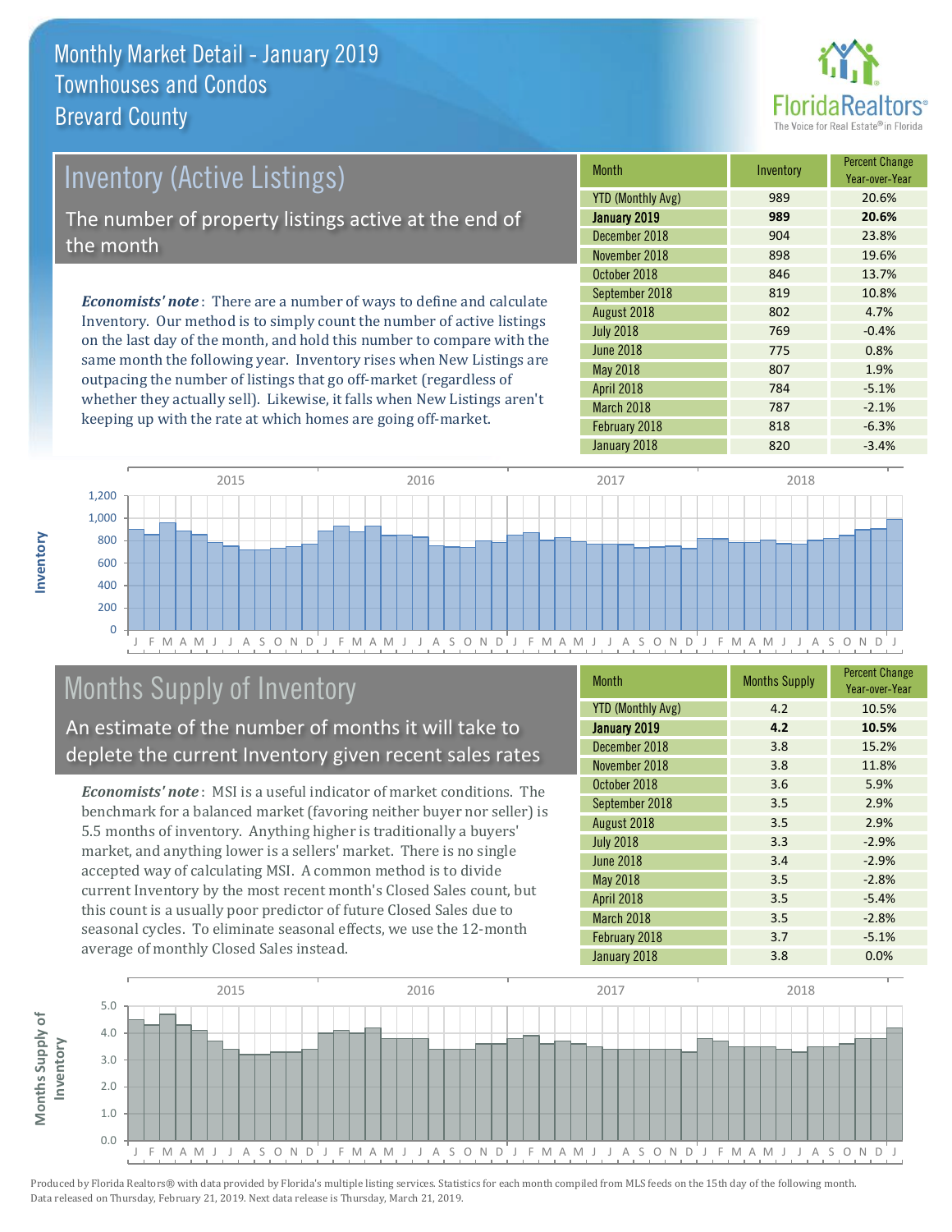# Monthly Market Detail - January 2019
## Townhouses and Condos
## Brevard County

## Inventory (Active Listings)

The number of property listings active at the end of the month

***Economists' note***: There are a number of ways to define and calculate Inventory. Our method is to simply count the number of active listings on the last day of the month, and hold this number to compare with the same month the following year. Inventory rises when New Listings are outpacing the number of listings that go off-market (regardless of whether they actually sell). Likewise, it falls when New Listings aren't keeping up with the rate at which homes are going off-market.

| Month | Inventory | Percent Change Year-over-Year |
|---|---|---|
| YTD (Monthly Avg) | 989 | 20.6% |
| **January 2019** | **989** | **20.6%** |
| December 2018 | 904 | 23.8% |
| November 2018 | 898 | 19.6% |
| October 2018 | 846 | 13.7% |
| September 2018 | 819 | 10.8% |
| August 2018 | 802 | 4.7% |
| July 2018 | 769 | -0.4% |
| June 2018 | 775 | 0.8% |
| May 2018 | 807 | 1.9% |
| April 2018 | 784 | -5.1% |
| March 2018 | 787 | -2.1% |
| February 2018 | 818 | -6.3% |
| January 2018 | 820 | -3.4% |

## Months Supply of Inventory

An estimate of the number of months it will take to deplete the current Inventory given recent sales rates

***Economists' note***: MSI is a useful indicator of market conditions. The benchmark for a balanced market (favoring neither buyer nor seller) is 5.5 months of inventory. Anything higher is traditionally a buyers' market, and anything lower is a sellers' market. There is no single accepted way of calculating MSI. A common method is to divide current Inventory by the most recent month's Closed Sales count, but this count is a usually poor predictor of future Closed Sales due to seasonal cycles. To eliminate seasonal effects, we use the 12-month average of monthly Closed Sales instead.

| Month | Months Supply | Percent Change Year-over-Year |
|---|---|---|
| YTD (Monthly Avg) | 4.2 | 10.5% |
| **January 2019** | **4.2** | **10.5%** |
| December 2018 | 3.8 | 15.2% |
| November 2018 | 3.8 | 11.8% |
| October 2018 | 3.6 | 5.9% |
| September 2018 | 3.5 | 2.9% |
| August 2018 | 3.5 | 2.9% |
| July 2018 | 3.3 | -2.9% |
| June 2018 | 3.4 | -2.9% |
| May 2018 | 3.5 | -2.8% |
| April 2018 | 3.5 | -5.4% |
| March 2018 | 3.5 | -2.8% |
| February 2018 | 3.7 | -5.1% |
| January 2018 | 3.8 | 0.0% |

Produced by Florida Realtors® with data provided by Florida's multiple listing services. Statistics for each month compiled from MLS feeds on the 15th day of the following month. Data released on Thursday, February 21, 2019. Next data release is Thursday, March 21, 2019.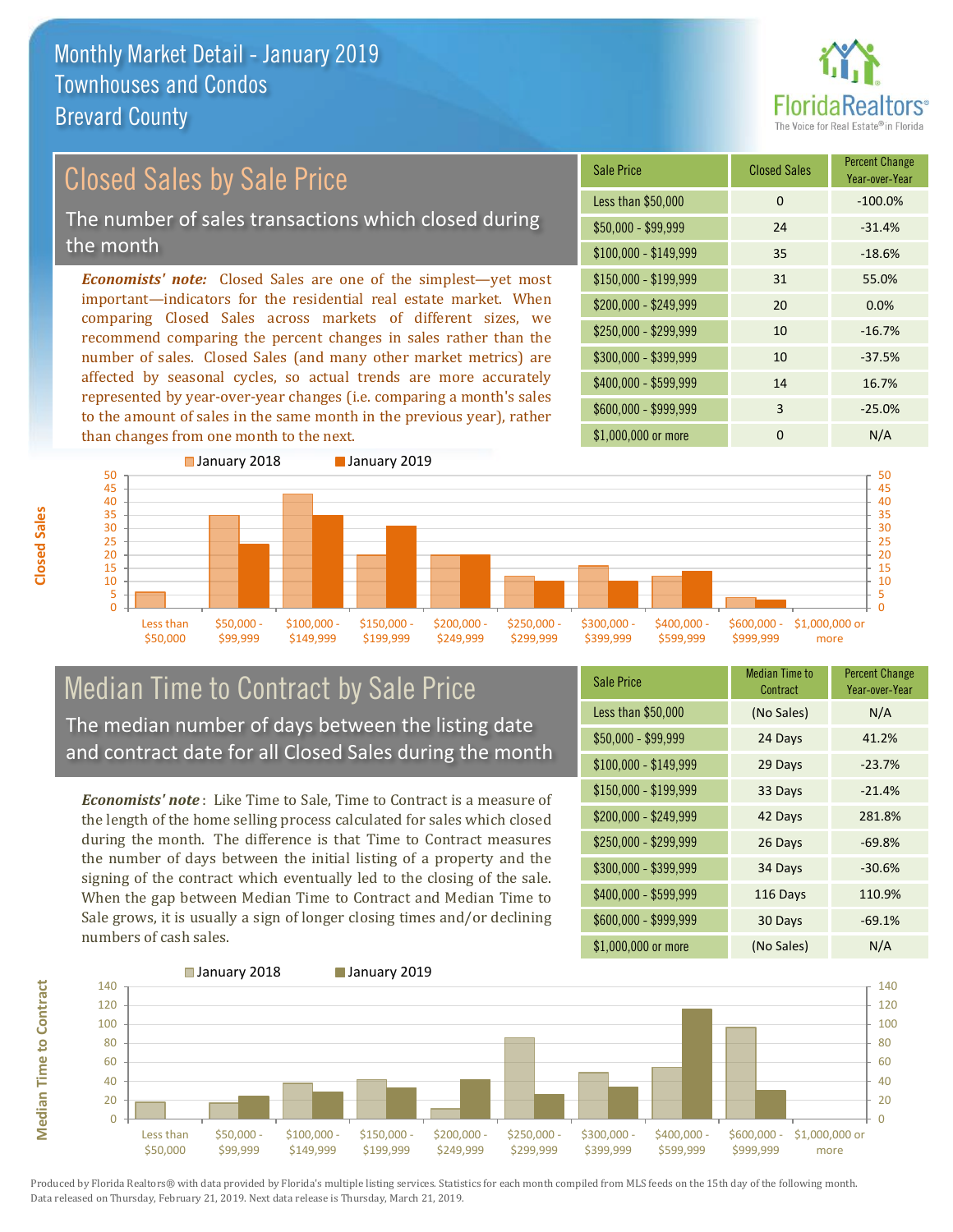# Monthly Market Detail - January 2019
## Townhouses and Condos
## Brevard County

## Closed Sales by Sale Price

The number of sales transactions which closed during the month

*Economists' note:* Closed Sales are one of the simplest—yet most important—indicators for the residential real estate market. When comparing Closed Sales across markets of different sizes, we recommend comparing the percent changes in sales rather than the number of sales. Closed Sales (and many other market metrics) are affected by seasonal cycles, so actual trends are more accurately represented by year-over-year changes (i.e. comparing a month's sales to the amount of sales in the same month in the previous year), rather than changes from one month to the next.

| Sale Price | Closed Sales | Percent Change Year-over-Year |
|---|---|---|
| Less than $50,000 | 0 | -100.0% |
| $50,000 - $99,999 | 24 | -31.4% |
| $100,000 - $149,999 | 35 | -18.6% |
| $150,000 - $199,999 | 31 | 55.0% |
| $200,000 - $249,999 | 20 | 0.0% |
| $250,000 - $299,999 | 10 | -16.7% |
| $300,000 - $399,999 | 10 | -37.5% |
| $400,000 - $599,999 | 14 | 16.7% |
| $600,000 - $999,999 | 3 | -25.0% |
| $1,000,000 or more | 0 | N/A |

## Median Time to Contract by Sale Price

The median number of days between the listing date and contract date for all Closed Sales during the month

*Economists' note*: Like Time to Sale, Time to Contract is a measure of the length of the home selling process calculated for sales which closed during the month. The difference is that Time to Contract measures the number of days between the initial listing of a property and the signing of the contract which eventually led to the closing of the sale. When the gap between Median Time to Contract and Median Time to Sale grows, it is usually a sign of longer closing times and/or declining numbers of cash sales.

| Sale Price | Median Time to Contract | Percent Change Year-over-Year |
|---|---|---|
| Less than $50,000 | (No Sales) | N/A |
| $50,000 - $99,999 | 24 Days | 41.2% |
| $100,000 - $149,999 | 29 Days | -23.7% |
| $150,000 - $199,999 | 33 Days | -21.4% |
| $200,000 - $249,999 | 42 Days | 281.8% |
| $250,000 - $299,999 | 26 Days | -69.8% |
| $300,000 - $399,999 | 34 Days | -30.6% |
| $400,000 - $599,999 | 116 Days | 110.9% |
| $600,000 - $999,999 | 30 Days | -69.1% |
| $1,000,000 or more | (No Sales) | N/A |

Produced by Florida Realtors® with data provided by Florida's multiple listing services. Statistics for each month compiled from MLS feeds on the 15th day of the following month. Data released on Thursday, February 21, 2019. Next data release is Thursday, March 21, 2019.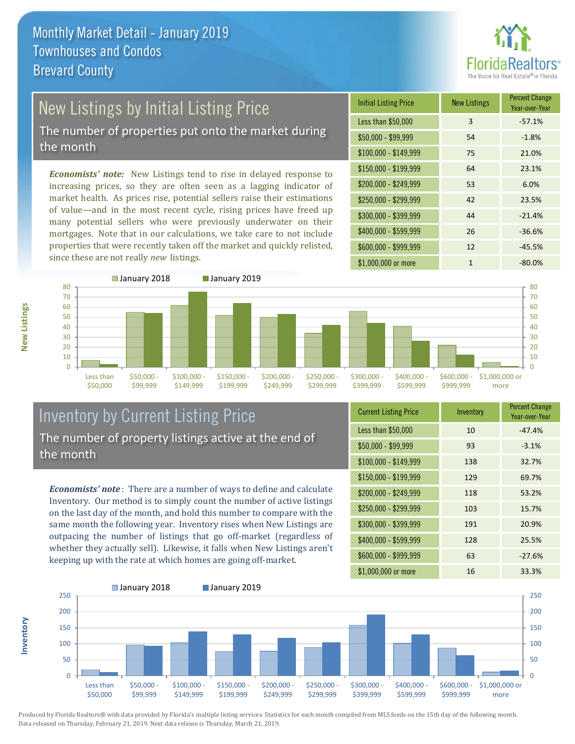# Monthly Market Detail - January 2019
## Townhouses and Condos
## Brevard County

## New Listings by Initial Listing Price

The number of properties put onto the market during the month

*Economists' note:* New Listings tend to rise in delayed response to increasing prices, so they are often seen as a lagging indicator of market health. As prices rise, potential sellers raise their estimations of value—and in the most recent cycle, rising prices have freed up many potential sellers who were previously underwater on their mortgages. Note that in our calculations, we take care to not include properties that were recently taken off the market and quickly relisted, since these are not really *new* listings.

| Initial Listing Price | New Listings | Percent Change Year-over-Year |
| --- | --- | --- |
| Less than $50,000 | 3 | -57.1% |
| $50,000 - $99,999 | 54 | -1.8% |
| $100,000 - $149,999 | 75 | 21.0% |
| $150,000 - $199,999 | 64 | 23.1% |
| $200,000 - $249,999 | 53 | 6.0% |
| $250,000 - $299,999 | 42 | 23.5% |
| $300,000 - $399,999 | 44 | -21.4% |
| $400,000 - $599,999 | 26 | -36.6% |
| $600,000 - $999,999 | 12 | -45.5% |
| $1,000,000 or more | 1 | -80.0% |

## Inventory by Current Listing Price

The number of property listings active at the end of the month

*Economists' note*: There are a number of ways to define and calculate Inventory. Our method is to simply count the number of active listings on the last day of the month, and hold this number to compare with the same month the following year. Inventory rises when New Listings are outpacing the number of listings that go off-market (regardless of whether they actually sell). Likewise, it falls when New Listings aren't keeping up with the rate at which homes are going off-market.

| Current Listing Price | Inventory | Percent Change Year-over-Year |
| --- | --- | --- |
| Less than $50,000 | 10 | -47.4% |
| $50,000 - $99,999 | 93 | -3.1% |
| $100,000 - $149,999 | 138 | 32.7% |
| $150,000 - $199,999 | 129 | 69.7% |
| $200,000 - $249,999 | 118 | 53.2% |
| $250,000 - $299,999 | 103 | 15.7% |
| $300,000 - $399,999 | 191 | 20.9% |
| $400,000 - $599,999 | 128 | 25.5% |
| $600,000 - $999,999 | 63 | -27.6% |
| $1,000,000 or more | 16 | 33.3% |

Produced by Florida Realtors® with data provided by Florida's multiple listing services. Statistics for each month compiled from MLS feeds on the 15th day of the following month. Data released on Thursday, February 21, 2019. Next data release is Thursday, March 21, 2019.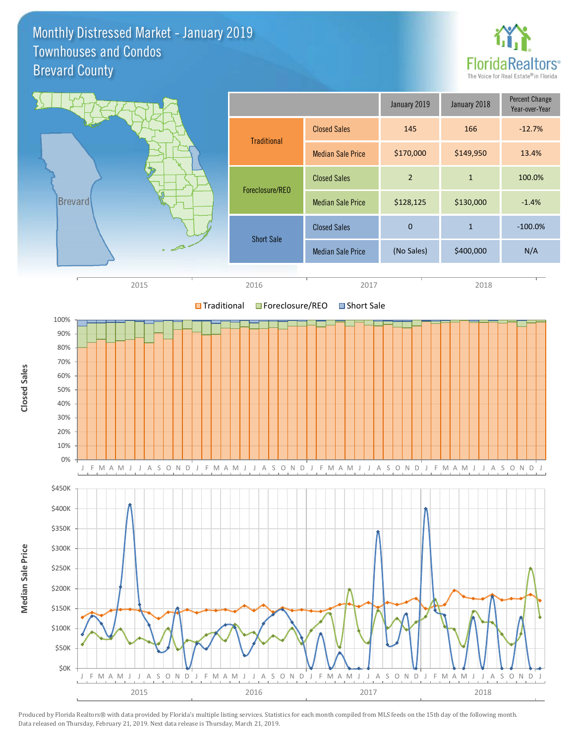# Monthly Distressed Market - January 2019
## Townhouses and Condos
## Brevard County

FloridaRealtors® The Voice for Real Estate® in Florida

Brevard

| | | January 2019 | January 2018 | Percent Change Year-over-Year |
|---|---|---|---|---|
| Traditional | Closed Sales | 145 | 166 | -12.7% |
| | Median Sale Price | $170,000 | $149,950 | 13.4% |
| Foreclosure/REO | Closed Sales | 2 | 1 | 100.0% |
| | Median Sale Price | $128,125 | $130,000 | -1.4% |
| Short Sale | Closed Sales | 0 | 1 | -100.0% |
| | Median Sale Price | (No Sales) | $400,000 | N/A |

2015 2016 2017 2018

Traditional Foreclosure/REO Short Sale

Closed Sales

100% 90% 80% 70% 60% 50% 40% 30% 20% 10% 0%

J F M A M J J A S O N D J F M A M J J A S O N D J F M A M J J A S O N D J F M A M J J A S O N D J

Median Sale Price

$450K $400K $350K $300K $250K $200K $150K $100K $50K $0K

J F M A M J J A S O N D J F M A M J J A S O N D J F M A M J J A S O N D J F M A M J J A S O N D J

2015 2016 2017 2018

Produced by Florida Realtors® with data provided by Florida's multiple listing services. Statistics for each month compiled from MLS feeds on the 15th day of the following month.
Data released on Thursday, February 21, 2019. Next data release is Thursday, March 21, 2019.